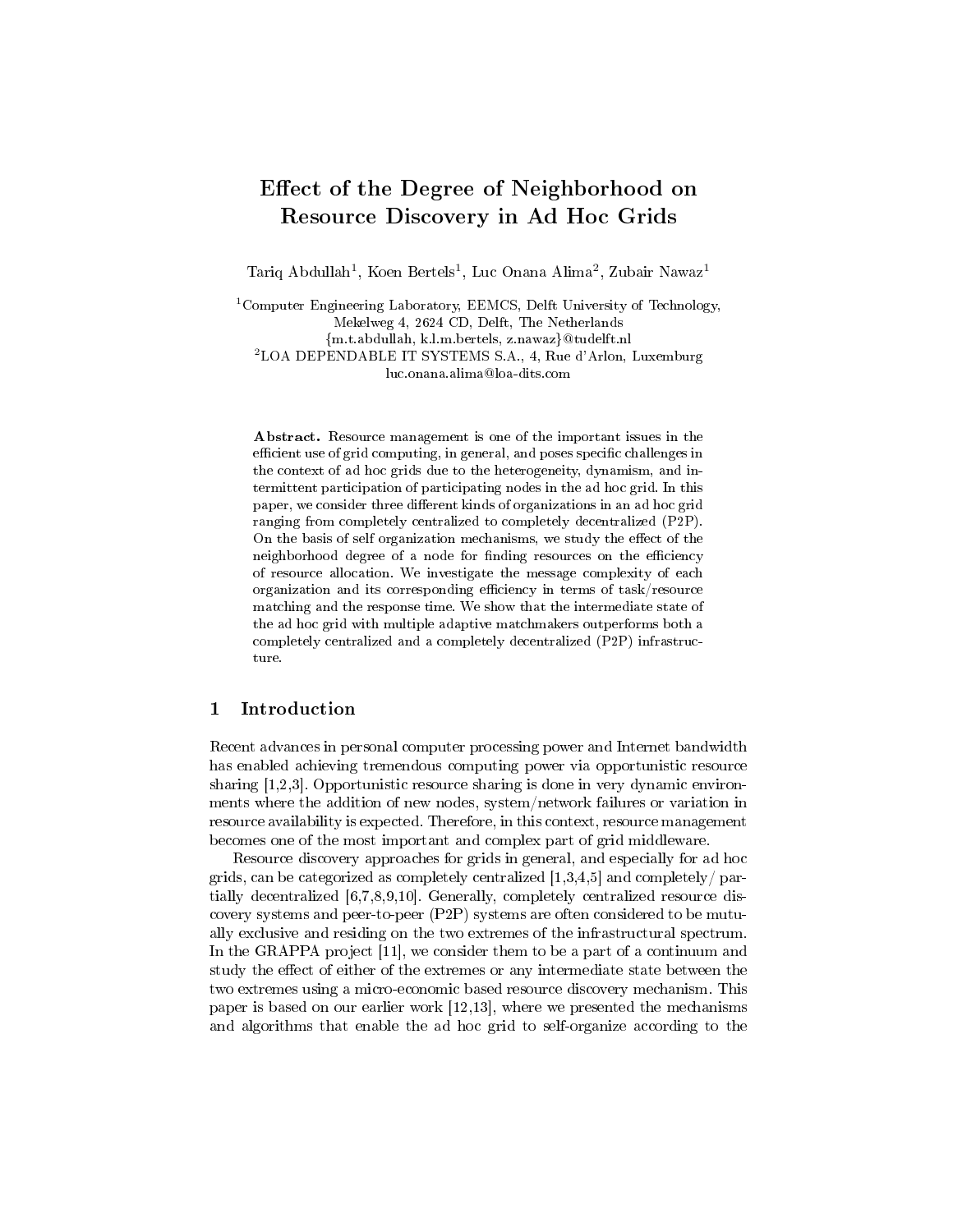# Effect of the Degree of Neighborhood on Resource Discovery in Ad Hoc Grids

Tariq Abdullah[1], Koen Bertels[1], Luc Onana Alima[2], Zubair Nawaz[1]

[1]Computer Engineering Laboratory, EEMCS, Delft University of Technology, Mekelweg 4, 2624 CD, Delft, The Netherlands
{m.t.abdullah, k.l.m.bertels, z.nawaz}@tudelft.nl
[2]LOA DEPENDABLE IT SYSTEMS S.A., 4, Rue d'Arlon, Luxemburg
luc.onana.alima@loa-dits.com

**Abstract.** Resource management is one of the important issues in the efficient use of grid computing, in general, and poses specific challenges in the context of ad hoc grids due to the heterogeneity, dynamism, and intermittent participation of participating nodes in the ad hoc grid. In this paper, we consider three different kinds of organizations in an ad hoc grid ranging from completely centralized to completely decentralized (P2P). On the basis of self organization mechanisms, we study the effect of the neighborhood degree of a node for finding resources on the efficiency of resource allocation. We investigate the message complexity of each organization and its corresponding efficiency in terms of task/resource matching and the response time. We show that the intermediate state of the ad hoc grid with multiple adaptive matchmakers outperforms both a completely centralized and a completely decentralized (P2P) infrastructure.

## 1 Introduction

Recent advances in personal computer processing power and Internet bandwidth has enabled achieving tremendous computing power via opportunistic resource sharing [1,2,3]. Opportunistic resource sharing is done in very dynamic environments where the addition of new nodes, system/network failures or variation in resource availability is expected. Therefore, in this context, resource management becomes one of the most important and complex part of grid middleware.

Resource discovery approaches for grids in general, and especially for ad hoc grids, can be categorized as completely centralized [1,3,4,5] and completely/ partially decentralized [6,7,8,9,10]. Generally, completely centralized resource discovery systems and peer-to-peer (P2P) systems are often considered to be mutually exclusive and residing on the two extremes of the infrastructural spectrum. In the GRAPPA project [11], we consider them to be a part of a continuum and study the effect of either of the extremes or any intermediate state between the two extremes using a micro-economic based resource discovery mechanism. This paper is based on our earlier work [12,13], where we presented the mechanisms and algorithms that enable the ad hoc grid to self-organize according to the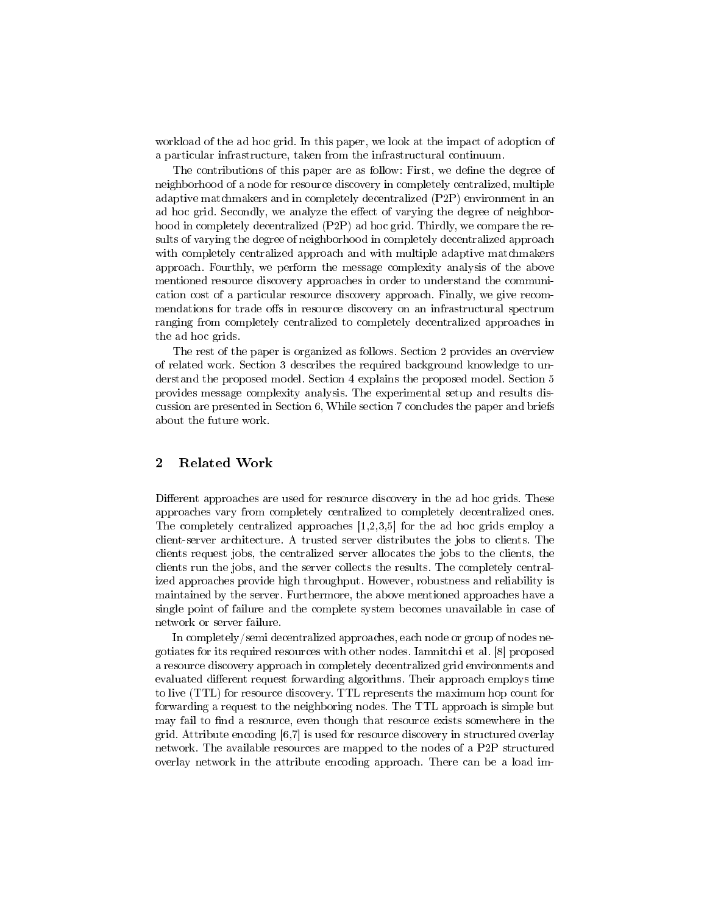workload of the ad hoc grid. In this paper, we look at the impact of adoption of a particular infrastructure, taken from the infrastructural continuum.

The contributions of this paper are as follow: First, we define the degree of neighborhood of a node for resource discovery in completely centralized, multiple adaptive matchmakers and in completely decentralized (P2P) environment in an ad hoc grid. Secondly, we analyze the effect of varying the degree of neighborhood in completely decentralized (P2P) ad hoc grid. Thirdly, we compare the results of varying the degree of neighborhood in completely decentralized approach with completely centralized approach and with multiple adaptive matchmakers approach. Fourthly, we perform the message complexity analysis of the above mentioned resource discovery approaches in order to understand the communication cost of a particular resource discovery approach. Finally, we give recommendations for trade offs in resource discovery on an infrastructural spectrum ranging from completely centralized to completely decentralized approaches in the ad hoc grids.

The rest of the paper is organized as follows. Section 2 provides an overview of related work. Section 3 describes the required background knowledge to understand the proposed model. Section 4 explains the proposed model. Section 5 provides message complexity analysis. The experimental setup and results discussion are presented in Section 6, While section 7 concludes the paper and briefs about the future work.

## 2 Related Work

Different approaches are used for resource discovery in the ad hoc grids. These approaches vary from completely centralized to completely decentralized ones. The completely centralized approaches [1,2,3,5] for the ad hoc grids employ a client-server architecture. A trusted server distributes the jobs to clients. The clients request jobs, the centralized server allocates the jobs to the clients, the clients run the jobs, and the server collects the results. The completely centralized approaches provide high throughput. However, robustness and reliability is maintained by the server. Furthermore, the above mentioned approaches have a single point of failure and the complete system becomes unavailable in case of network or server failure.

In completely/semi decentralized approaches, each node or group of nodes negotiates for its required resources with other nodes. Iamnitchi et al. [8] proposed a resource discovery approach in completely decentralized grid environments and evaluated different request forwarding algorithms. Their approach employs time to live (TTL) for resource discovery. TTL represents the maximum hop count for forwarding a request to the neighboring nodes. The TTL approach is simple but may fail to find a resource, even though that resource exists somewhere in the grid. Attribute encoding [6,7] is used for resource discovery in structured overlay network. The available resources are mapped to the nodes of a P2P structured overlay network in the attribute encoding approach. There can be a load im-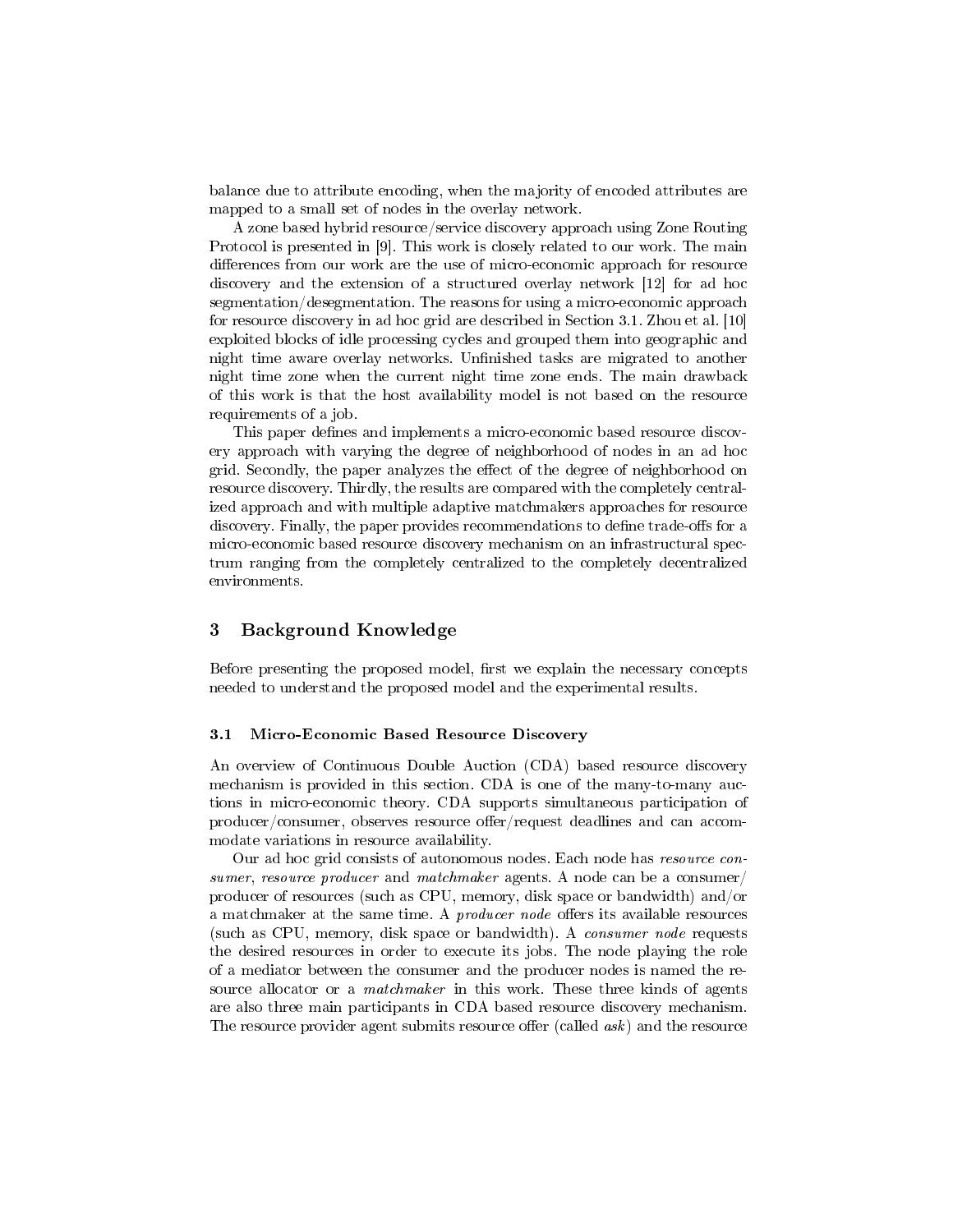balance due to attribute encoding, when the majority of encoded attributes are mapped to a small set of nodes in the overlay network.

A zone based hybrid resource/service discovery approach using Zone Routing Protocol is presented in [9]. This work is closely related to our work. The main differences from our work are the use of micro-economic approach for resource discovery and the extension of a structured overlay network [12] for ad hoc segmentation/desegmentation. The reasons for using a micro-economic approach for resource discovery in ad hoc grid are described in Section 3.1. Zhou et al. [10] exploited blocks of idle processing cycles and grouped them into geographic and night time aware overlay networks. Unfinished tasks are migrated to another night time zone when the current night time zone ends. The main drawback of this work is that the host availability model is not based on the resource requirements of a job.

This paper defines and implements a micro-economic based resource discovery approach with varying the degree of neighborhood of nodes in an ad hoc grid. Secondly, the paper analyzes the effect of the degree of neighborhood on resource discovery. Thirdly, the results are compared with the completely centralized approach and with multiple adaptive matchmakers approaches for resource discovery. Finally, the paper provides recommendations to define trade-offs for a micro-economic based resource discovery mechanism on an infrastructural spectrum ranging from the completely centralized to the completely decentralized environments.

## 3 Background Knowledge

Before presenting the proposed model, first we explain the necessary concepts needed to understand the proposed model and the experimental results.

### 3.1 Micro-Economic Based Resource Discovery

An overview of Continuous Double Auction (CDA) based resource discovery mechanism is provided in this section. CDA is one of the many-to-many auctions in micro-economic theory. CDA supports simultaneous participation of producer/consumer, observes resource offer/request deadlines and can accommodate variations in resource availability.

Our ad hoc grid consists of autonomous nodes. Each node has *resource consumer*, *resource producer* and *matchmaker* agents. A node can be a consumer/ producer of resources (such as CPU, memory, disk space or bandwidth) and/or a matchmaker at the same time. A *producer node* offers its available resources (such as CPU, memory, disk space or bandwidth). A *consumer node* requests the desired resources in order to execute its jobs. The node playing the role of a mediator between the consumer and the producer nodes is named the resource allocator or a *matchmaker* in this work. These three kinds of agents are also three main participants in CDA based resource discovery mechanism. The resource provider agent submits resource offer (called *ask*) and the resource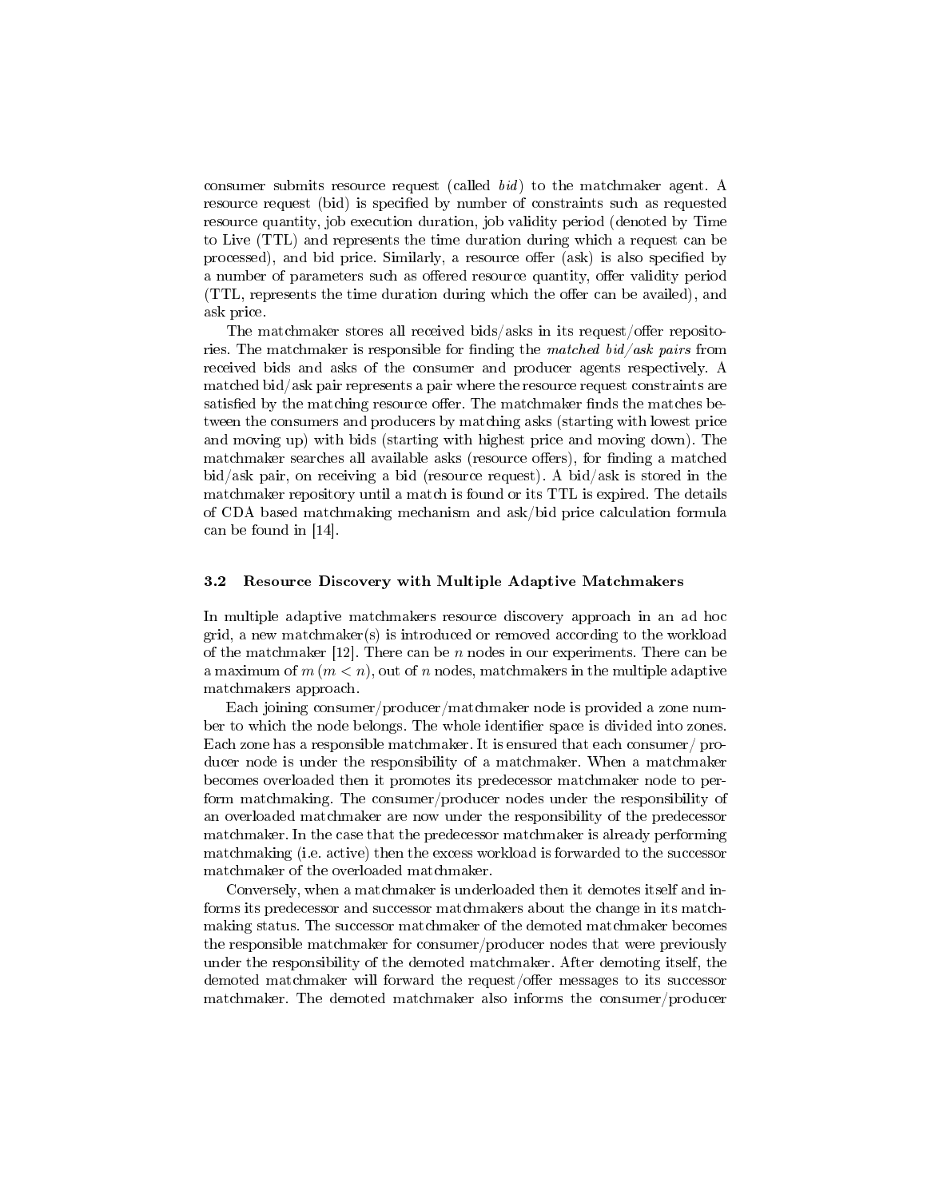consumer submits resource request (called *bid*) to the matchmaker agent. A resource request (bid) is specified by number of constraints such as requested resource quantity, job execution duration, job validity period (denoted by Time to Live (TTL) and represents the time duration during which a request can be processed), and bid price. Similarly, a resource offer (ask) is also specified by a number of parameters such as offered resource quantity, offer validity period (TTL, represents the time duration during which the offer can be availed), and ask price.

The matchmaker stores all received bids/asks in its request/offer repositories. The matchmaker is responsible for finding the *matched bid/ask pairs* from received bids and asks of the consumer and producer agents respectively. A matched bid/ask pair represents a pair where the resource request constraints are satisfied by the matching resource offer. The matchmaker finds the matches between the consumers and producers by matching asks (starting with lowest price and moving up) with bids (starting with highest price and moving down). The matchmaker searches all available asks (resource offers), for finding a matched bid/ask pair, on receiving a bid (resource request). A bid/ask is stored in the matchmaker repository until a match is found or its TTL is expired. The details of CDA based matchmaking mechanism and ask/bid price calculation formula can be found in [14].

### 3.2 Resource Discovery with Multiple Adaptive Matchmakers

In multiple adaptive matchmakers resource discovery approach in an ad hoc grid, a new matchmaker(s) is introduced or removed according to the workload of the matchmaker [12]. There can be $n$ nodes in our experiments. There can be a maximum of $m$ ($m < n$), out of $n$ nodes, matchmakers in the multiple adaptive matchmakers approach.

Each joining consumer/producer/matchmaker node is provided a zone number to which the node belongs. The whole identifier space is divided into zones. Each zone has a responsible matchmaker. It is ensured that each consumer/ producer node is under the responsibility of a matchmaker. When a matchmaker becomes overloaded then it promotes its predecessor matchmaker node to perform matchmaking. The consumer/producer nodes under the responsibility of an overloaded matchmaker are now under the responsibility of the predecessor matchmaker. In the case that the predecessor matchmaker is already performing matchmaking (i.e. active) then the excess workload is forwarded to the successor matchmaker of the overloaded matchmaker.

Conversely, when a matchmaker is underloaded then it demotes itself and informs its predecessor and successor matchmakers about the change in its matchmaking status. The successor matchmaker of the demoted matchmaker becomes the responsible matchmaker for consumer/producer nodes that were previously under the responsibility of the demoted matchmaker. After demoting itself, the demoted matchmaker will forward the request/offer messages to its successor matchmaker. The demoted matchmaker also informs the consumer/producer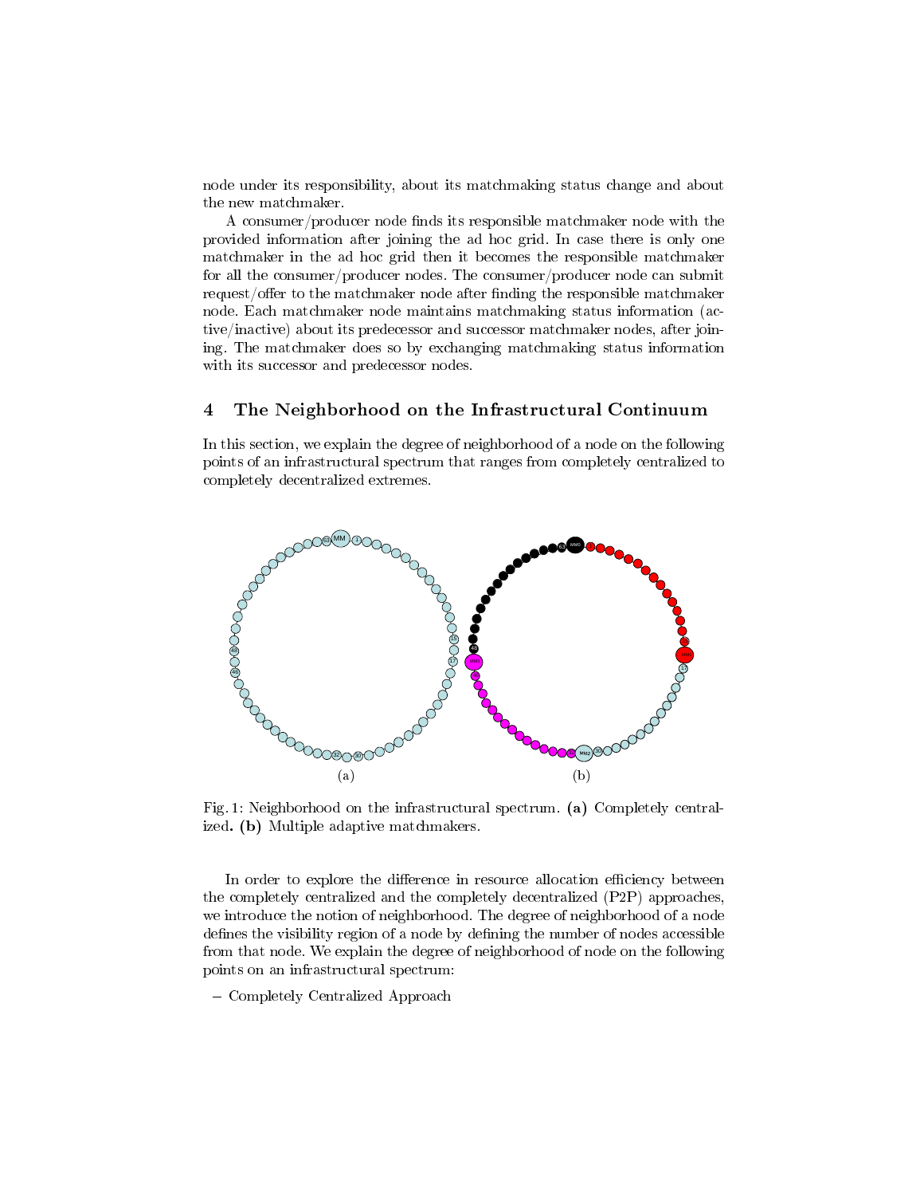node under its responsibility, about its matchmaking status change and about the new matchmaker.

A consumer/producer node finds its responsible matchmaker node with the provided information after joining the ad hoc grid. In case there is only one matchmaker in the ad hoc grid then it becomes the responsible matchmaker for all the consumer/producer nodes. The consumer/producer node can submit request/offer to the matchmaker node after finding the responsible matchmaker node. Each matchmaker node maintains matchmaking status information (active/inactive) about its predecessor and successor matchmaker nodes, after joining. The matchmaker does so by exchanging matchmaking status information with its successor and predecessor nodes.

## 4 The Neighborhood on the Infrastructural Continuum

In this section, we explain the degree of neighborhood of a node on the following points of an infrastructural spectrum that ranges from completely centralized to completely decentralized extremes.

Fig. 1: Neighborhood on the infrastructural spectrum. **(a)** Completely centralized. **(b)** Multiple adaptive matchmakers.

In order to explore the difference in resource allocation efficiency between the completely centralized and the completely decentralized (P2P) approaches, we introduce the notion of neighborhood. The degree of neighborhood of a node defines the visibility region of a node by defining the number of nodes accessible from that node. We explain the degree of neighborhood of node on the following points on an infrastructural spectrum:

– Completely Centralized Approach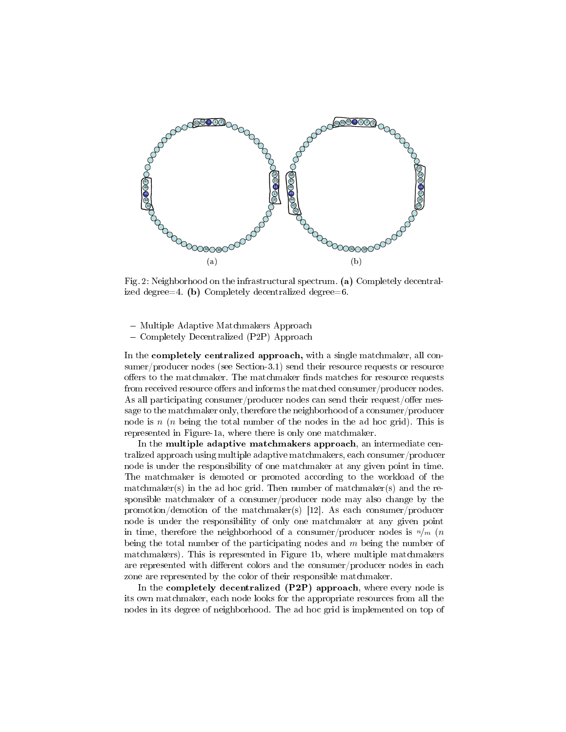Fig. 2: Neighborhood on the infrastructural spectrum. **(a)** Completely decentralized degree=4. **(b)** Completely decentralized degree=6.

- Multiple Adaptive Matchmakers Approach
- Completely Decentralized (P2P) Approach

In the **completely centralized approach,** with a single matchmaker, all consumer/producer nodes (see Section-3.1) send their resource requests or resource offers to the matchmaker. The matchmaker finds matches for resource requests from received resource offers and informs the matched consumer/producer nodes. As all participating consumer/producer nodes can send their request/offer message to the matchmaker only, therefore the neighborhood of a consumer/producer node is $n$ ($n$ being the total number of the nodes in the ad hoc grid). This is represented in Figure-1a, where there is only one matchmaker.

In the **multiple adaptive matchmakers approach**, an intermediate centralized approach using multiple adaptive matchmakers, each consumer/producer node is under the responsibility of one matchmaker at any given point in time. The matchmaker is demoted or promoted according to the workload of the matchmaker(s) in the ad hoc grid. Then number of matchmaker(s) and the responsible matchmaker of a consumer/producer node may also change by the promotion/demotion of the matchmaker(s) [12]. As each consumer/producer node is under the responsibility of only one matchmaker at any given point in time, therefore the neighborhood of a consumer/producer nodes is $n/m$ ($n$ being the total number of the participating nodes and $m$ being the number of matchmakers). This is represented in Figure 1b, where multiple matchmakers are represented with different colors and the consumer/producer nodes in each zone are represented by the color of their responsible matchmaker.

In the **completely decentralized (P2P) approach**, where every node is its own matchmaker, each node looks for the appropriate resources from all the nodes in its degree of neighborhood. The ad hoc grid is implemented on top of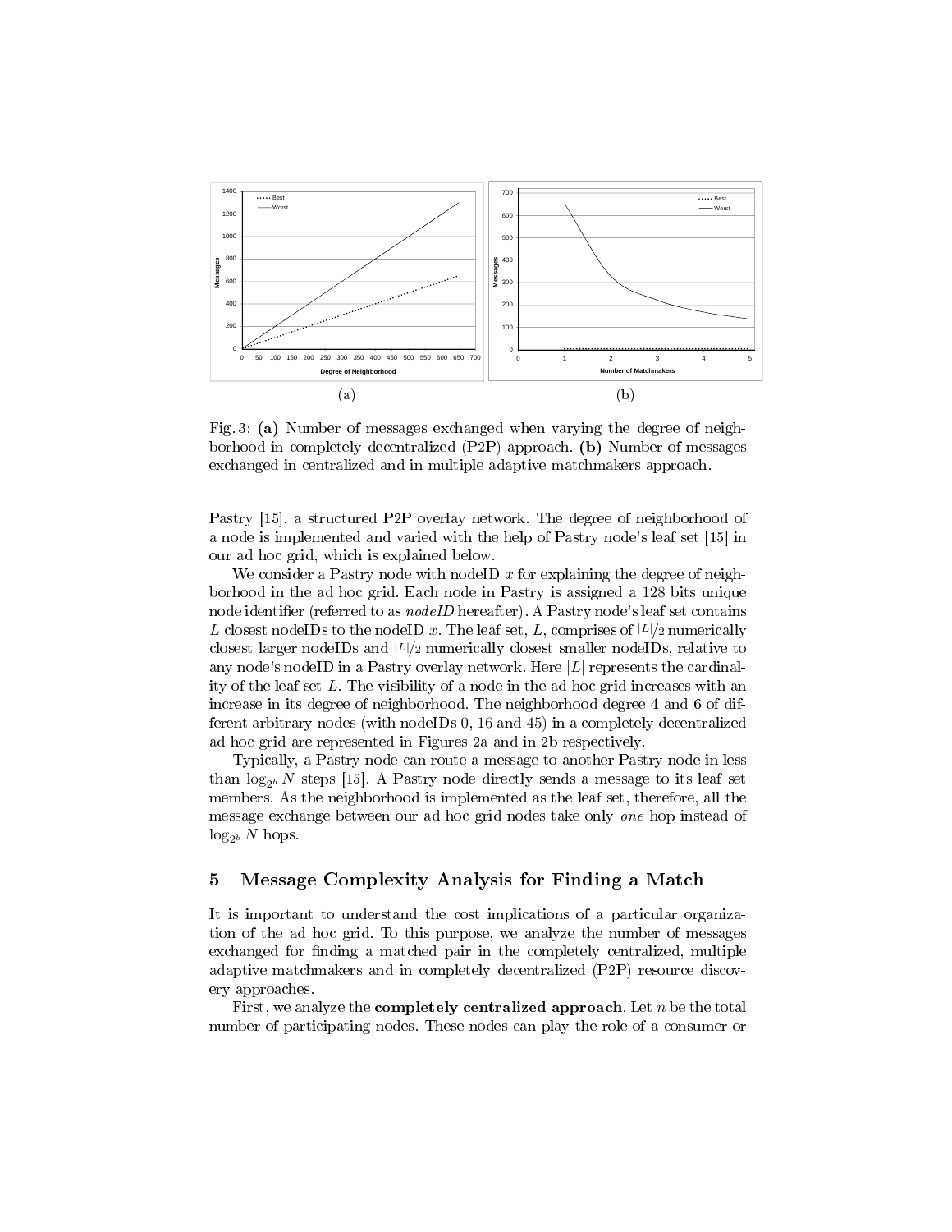Fig. 3: **(a)** Number of messages exchanged when varying the degree of neighborhood in completely decentralized (P2P) approach. **(b)** Number of messages exchanged in centralized and in multiple adaptive matchmakers approach.

Pastry [15], a structured P2P overlay network. The degree of neighborhood of a node is implemented and varied with the help of Pastry node's leaf set [15] in our ad hoc grid, which is explained below.

We consider a Pastry node with nodeID $x$ for explaining the degree of neighborhood in the ad hoc grid. Each node in Pastry is assigned a 128 bits unique node identifier (referred to as *nodeID* hereafter). A Pastry node's leaf set contains $L$ closest nodeIDs to the nodeID $x$. The leaf set, $L$, comprises of $|L|/2$ numerically closest larger nodeIDs and $|L|/2$ numerically closest smaller nodeIDs, relative to any node's nodeID in a Pastry overlay network. Here $|L|$ represents the cardinality of the leaf set $L$. The visibility of a node in the ad hoc grid increases with an increase in its degree of neighborhood. The neighborhood degree 4 and 6 of different arbitrary nodes (with nodeIDs 0, 16 and 45) in a completely decentralized ad hoc grid are represented in Figures 2a and in 2b respectively.

Typically, a Pastry node can route a message to another Pastry node in less than $\log_{2^b} N$ steps [15]. A Pastry node directly sends a message to its leaf set members. As the neighborhood is implemented as the leaf set, therefore, all the message exchange between our ad hoc grid nodes take only *one* hop instead of $\log_{2^b} N$ hops.

## 5 Message Complexity Analysis for Finding a Match

It is important to understand the cost implications of a particular organization of the ad hoc grid. To this purpose, we analyze the number of messages exchanged for finding a matched pair in the completely centralized, multiple adaptive matchmakers and in completely decentralized (P2P) resource discovery approaches.

First, we analyze the **completely centralized approach**. Let $n$ be the total number of participating nodes. These nodes can play the role of a consumer or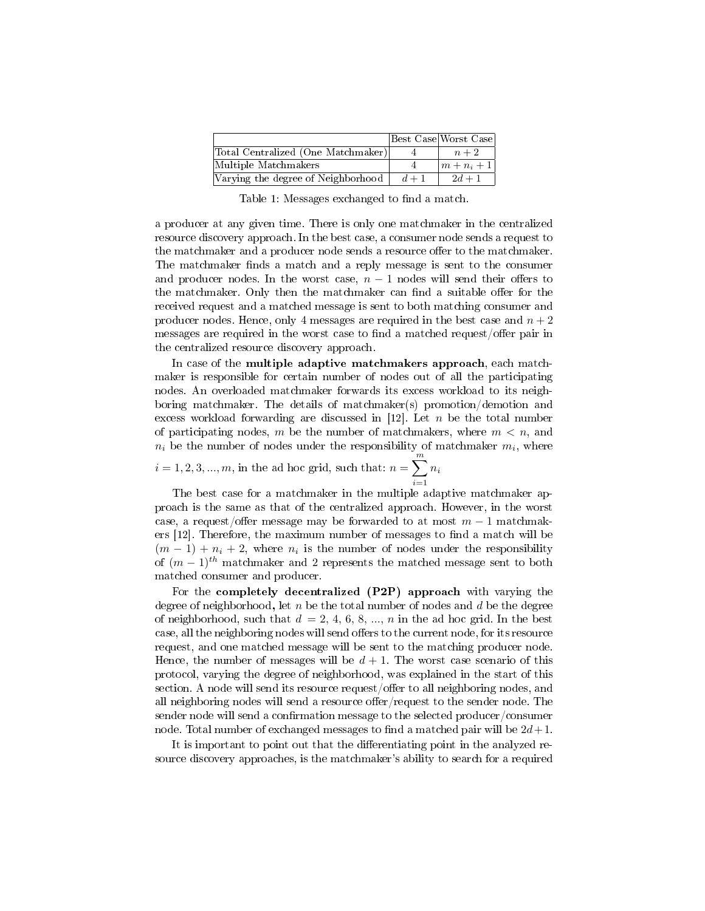| | Best Case | Worst Case |
|---|---|---|
| Total Centralized (One Matchmaker) | 4 | $n+2$ |
| Multiple Matchmakers | 4 | $m+n_i+1$ |
| Varying the degree of Neighborhood | $d+1$ | $2d+1$ |

Table 1: Messages exchanged to find a match.

a producer at any given time. There is only one matchmaker in the centralized resource discovery approach. In the best case, a consumer node sends a request to the matchmaker and a producer node sends a resource offer to the matchmaker. The matchmaker finds a match and a reply message is sent to the consumer and producer nodes. In the worst case, $n-1$ nodes will send their offers to the matchmaker. Only then the matchmaker can find a suitable offer for the received request and a matched message is sent to both matching consumer and producer nodes. Hence, only 4 messages are required in the best case and $n+2$ messages are required in the worst case to find a matched request/offer pair in the centralized resource discovery approach.

In case of the **multiple adaptive matchmakers approach**, each matchmaker is responsible for certain number of nodes out of all the participating nodes. An overloaded matchmaker forwards its excess workload to its neighboring matchmaker. The details of matchmaker(s) promotion/demotion and excess workload forwarding are discussed in [12]. Let $n$ be the total number of participating nodes, $m$ be the number of matchmakers, where $m < n$, and $n_i$ be the number of nodes under the responsibility of matchmaker $m_i$, where $i = 1, 2, 3, ..., m$, in the ad hoc grid, such that: $n = \sum_{i=1}^{m} n_i$

The best case for a matchmaker in the multiple adaptive matchmaker approach is the same as that of the centralized approach. However, in the worst case, a request/offer message may be forwarded to at most $m-1$ matchmakers [12]. Therefore, the maximum number of messages to find a match will be $(m-1) + n_i + 2$, where $n_i$ is the number of nodes under the responsibility of $(m-1)^{th}$ matchmaker and 2 represents the matched message sent to both matched consumer and producer.

For the **completely decentralized (P2P) approach** with varying the degree of neighborhood**,** let $n$ be the total number of nodes and $d$ be the degree of neighborhood, such that $d = 2, 4, 6, 8, ..., n$ in the ad hoc grid. In the best case, all the neighboring nodes will send offers to the current node, for its resource request, and one matched message will be sent to the matching producer node. Hence, the number of messages will be $d+1$. The worst case scenario of this protocol, varying the degree of neighborhood, was explained in the start of this section. A node will send its resource request/offer to all neighboring nodes, and all neighboring nodes will send a resource offer/request to the sender node. The sender node will send a confirmation message to the selected producer/consumer node. Total number of exchanged messages to find a matched pair will be $2d+1$.

It is important to point out that the differentiating point in the analyzed resource discovery approaches, is the matchmaker's ability to search for a required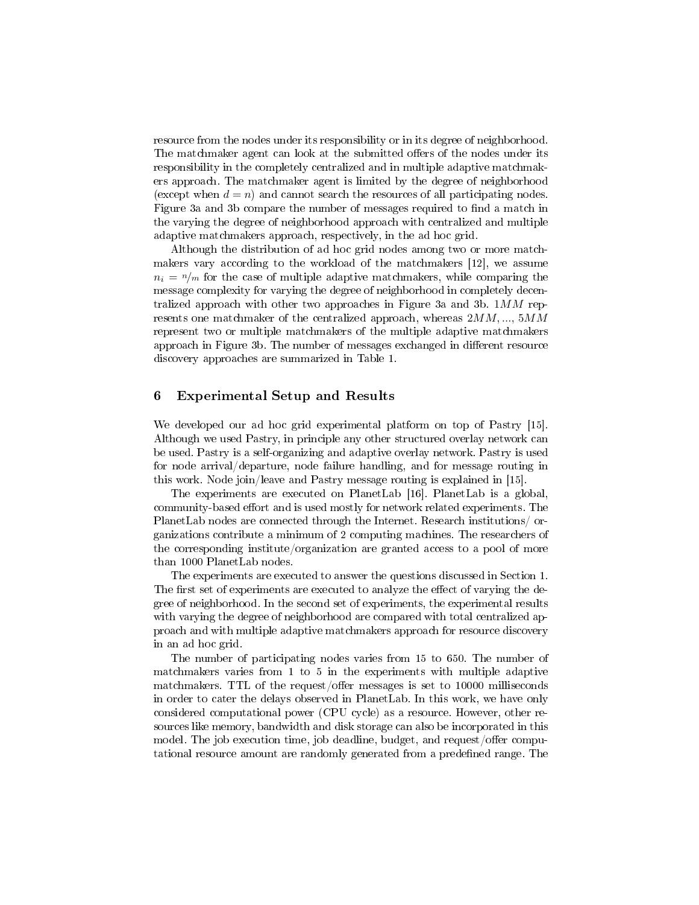resource from the nodes under its responsibility or in its degree of neighborhood. The matchmaker agent can look at the submitted offers of the nodes under its responsibility in the completely centralized and in multiple adaptive matchmakers approach. The matchmaker agent is limited by the degree of neighborhood (except when $d = n$) and cannot search the resources of all participating nodes. Figure 3a and 3b compare the number of messages required to find a match in the varying the degree of neighborhood approach with centralized and multiple adaptive matchmakers approach, respectively, in the ad hoc grid.

Although the distribution of ad hoc grid nodes among two or more matchmakers vary according to the workload of the matchmakers [12], we assume $n_i = n/m$ for the case of multiple adaptive matchmakers, while comparing the message complexity for varying the degree of neighborhood in completely decentralized approach with other two approaches in Figure 3a and 3b. $1MM$ represents one matchmaker of the centralized approach, whereas $2MM, ..., 5MM$ represent two or multiple matchmakers of the multiple adaptive matchmakers approach in Figure 3b. The number of messages exchanged in different resource discovery approaches are summarized in Table 1.

## 6 Experimental Setup and Results

We developed our ad hoc grid experimental platform on top of Pastry [15]. Although we used Pastry, in principle any other structured overlay network can be used. Pastry is a self-organizing and adaptive overlay network. Pastry is used for node arrival/departure, node failure handling, and for message routing in this work. Node join/leave and Pastry message routing is explained in [15].

The experiments are executed on PlanetLab [16]. PlanetLab is a global, community-based effort and is used mostly for network related experiments. The PlanetLab nodes are connected through the Internet. Research institutions/ organizations contribute a minimum of 2 computing machines. The researchers of the corresponding institute/organization are granted access to a pool of more than 1000 PlanetLab nodes.

The experiments are executed to answer the questions discussed in Section 1. The first set of experiments are executed to analyze the effect of varying the degree of neighborhood. In the second set of experiments, the experimental results with varying the degree of neighborhood are compared with total centralized approach and with multiple adaptive matchmakers approach for resource discovery in an ad hoc grid.

The number of participating nodes varies from 15 to 650. The number of matchmakers varies from 1 to 5 in the experiments with multiple adaptive matchmakers. TTL of the request/offer messages is set to 10000 milliseconds in order to cater the delays observed in PlanetLab. In this work, we have only considered computational power (CPU cycle) as a resource. However, other resources like memory, bandwidth and disk storage can also be incorporated in this model. The job execution time, job deadline, budget, and request/offer computational resource amount are randomly generated from a predefined range. The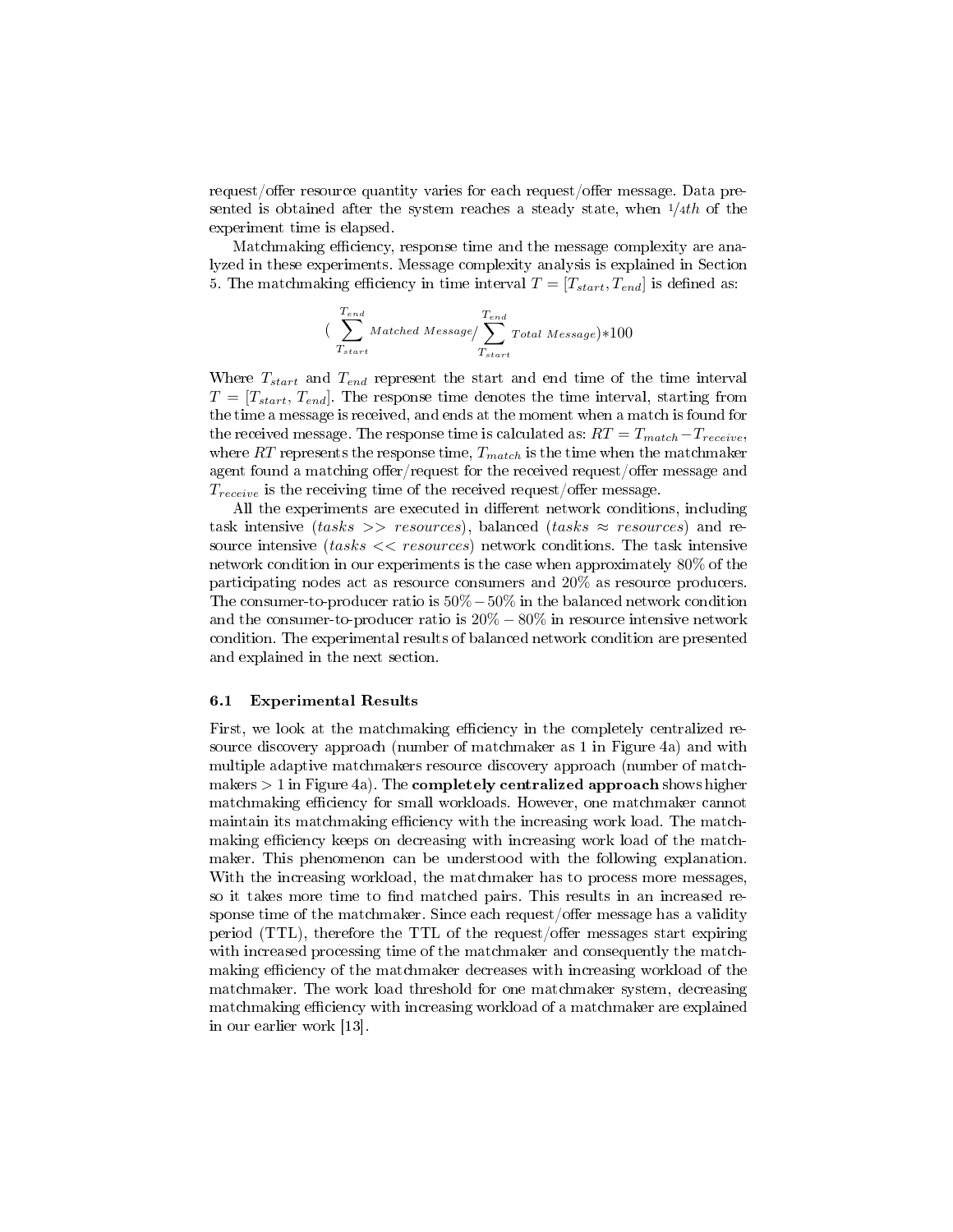request/offer resource quantity varies for each request/offer message. Data presented is obtained after the system reaches a steady state, when $1/4th$ of the experiment time is elapsed.

Matchmaking efficiency, response time and the message complexity are analyzed in these experiments. Message complexity analysis is explained in Section 5. The matchmaking efficiency in time interval $T = [T_{start}, T_{end}]$ is defined as:

$$\left(\sum_{T_{start}}^{T_{end}} Matched\ Message / \sum_{T_{start}}^{T_{end}} Total\ Message\right) * 100$$

Where $T_{start}$ and $T_{end}$ represent the start and end time of the time interval $T = [T_{start}, T_{end}]$. The response time denotes the time interval, starting from the time a message is received, and ends at the moment when a match is found for the received message. The response time is calculated as: $RT = T_{match} - T_{receive}$, where $RT$ represents the response time, $T_{match}$ is the time when the matchmaker agent found a matching offer/request for the received request/offer message and $T_{receive}$ is the receiving time of the received request/offer message.

All the experiments are executed in different network conditions, including task intensive ($tasks >> resources$), balanced ($tasks \approx resources$) and resource intensive ($tasks << resources$) network conditions. The task intensive network condition in our experiments is the case when approximately 80% of the participating nodes act as resource consumers and 20% as resource producers. The consumer-to-producer ratio is $50\% - 50\%$ in the balanced network condition and the consumer-to-producer ratio is $20\% - 80\%$ in resource intensive network condition. The experimental results of balanced network condition are presented and explained in the next section.

### 6.1 Experimental Results

First, we look at the matchmaking efficiency in the completely centralized resource discovery approach (number of matchmaker as 1 in Figure 4a) and with multiple adaptive matchmakers resource discovery approach (number of matchmakers $> 1$ in Figure 4a). The **completely centralized approach** shows higher matchmaking efficiency for small workloads. However, one matchmaker cannot maintain its matchmaking efficiency with the increasing work load. The matchmaking efficiency keeps on decreasing with increasing work load of the matchmaker. This phenomenon can be understood with the following explanation. With the increasing workload, the matchmaker has to process more messages, so it takes more time to find matched pairs. This results in an increased response time of the matchmaker. Since each request/offer message has a validity period (TTL), therefore the TTL of the request/offer messages start expiring with increased processing time of the matchmaker and consequently the matchmaking efficiency of the matchmaker decreases with increasing workload of the matchmaker. The work load threshold for one matchmaker system, decreasing matchmaking efficiency with increasing workload of a matchmaker are explained in our earlier work [13].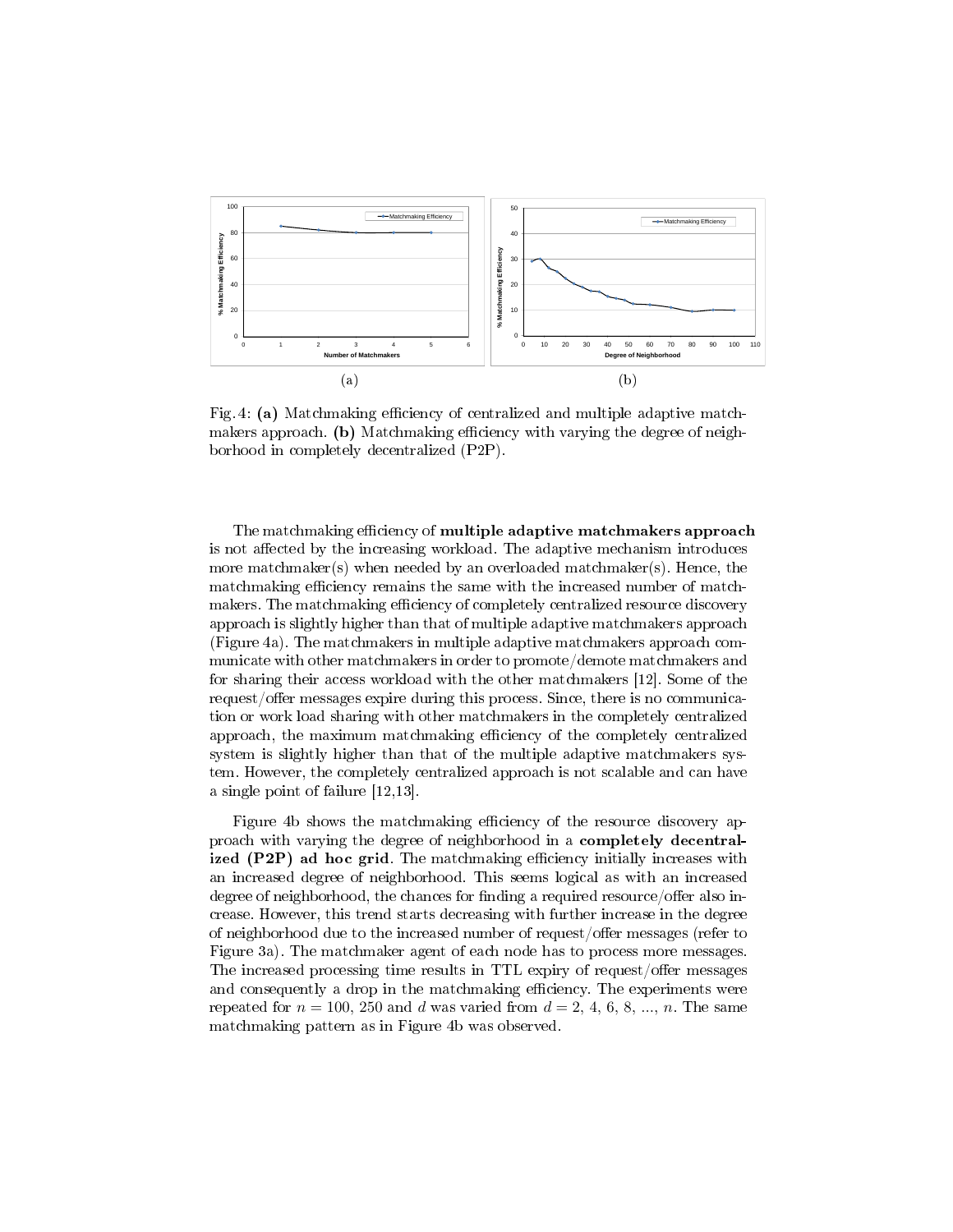Fig. 4: **(a)** Matchmaking efficiency of centralized and multiple adaptive matchmakers approach. **(b)** Matchmaking efficiency with varying the degree of neighborhood in completely decentralized (P2P).

The matchmaking efficiency of **multiple adaptive matchmakers approach** is not affected by the increasing workload. The adaptive mechanism introduces more matchmaker(s) when needed by an overloaded matchmaker(s). Hence, the matchmaking efficiency remains the same with the increased number of matchmakers. The matchmaking efficiency of completely centralized resource discovery approach is slightly higher than that of multiple adaptive matchmakers approach (Figure 4a). The matchmakers in multiple adaptive matchmakers approach communicate with other matchmakers in order to promote/demote matchmakers and for sharing their access workload with the other matchmakers [12]. Some of the request/offer messages expire during this process. Since, there is no communication or work load sharing with other matchmakers in the completely centralized approach, the maximum matchmaking efficiency of the completely centralized system is slightly higher than that of the multiple adaptive matchmakers system. However, the completely centralized approach is not scalable and can have a single point of failure [12,13].

Figure 4b shows the matchmaking efficiency of the resource discovery approach with varying the degree of neighborhood in a **completely decentralized (P2P) ad hoc grid**. The matchmaking efficiency initially increases with an increased degree of neighborhood. This seems logical as with an increased degree of neighborhood, the chances for finding a required resource/offer also increase. However, this trend starts decreasing with further increase in the degree of neighborhood due to the increased number of request/offer messages (refer to Figure 3a). The matchmaker agent of each node has to process more messages. The increased processing time results in TTL expiry of request/offer messages and consequently a drop in the matchmaking efficiency. The experiments were repeated for $n = 100$, $250$ and $d$ was varied from $d = 2, 4, 6, 8, ..., n$. The same matchmaking pattern as in Figure 4b was observed.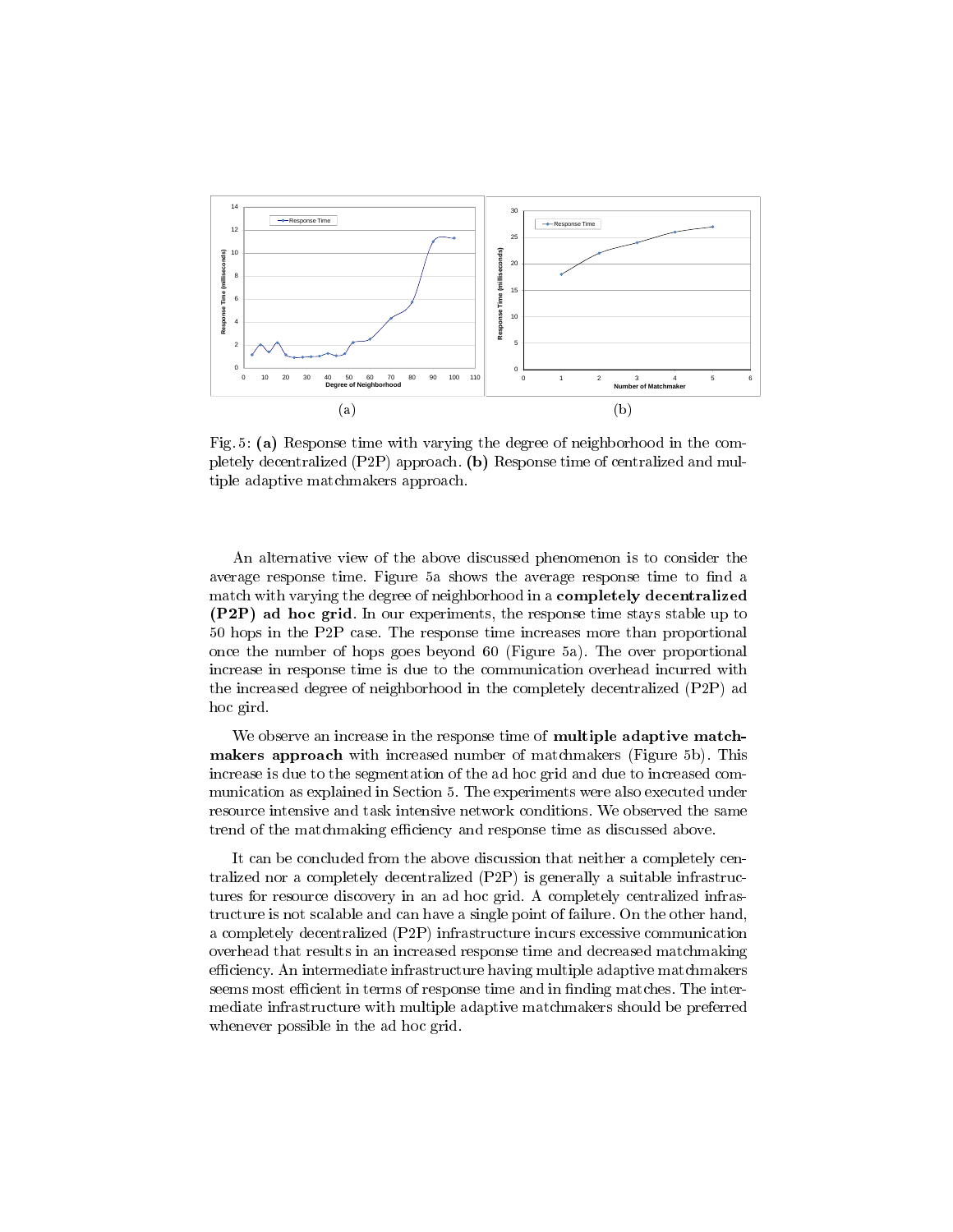Fig. 5: **(a)** Response time with varying the degree of neighborhood in the completely decentralized (P2P) approach. **(b)** Response time of centralized and multiple adaptive matchmakers approach.

An alternative view of the above discussed phenomenon is to consider the average response time. Figure 5a shows the average response time to find a match with varying the degree of neighborhood in a **completely decentralized (P2P) ad hoc grid**. In our experiments, the response time stays stable up to 50 hops in the P2P case. The response time increases more than proportional once the number of hops goes beyond 60 (Figure 5a). The over proportional increase in response time is due to the communication overhead incurred with the increased degree of neighborhood in the completely decentralized (P2P) ad hoc gird.

We observe an increase in the response time of **multiple adaptive matchmakers approach** with increased number of matchmakers (Figure 5b). This increase is due to the segmentation of the ad hoc grid and due to increased communication as explained in Section 5. The experiments were also executed under resource intensive and task intensive network conditions. We observed the same trend of the matchmaking efficiency and response time as discussed above.

It can be concluded from the above discussion that neither a completely centralized nor a completely decentralized (P2P) is generally a suitable infrastructures for resource discovery in an ad hoc grid. A completely centralized infrastructure is not scalable and can have a single point of failure. On the other hand, a completely decentralized (P2P) infrastructure incurs excessive communication overhead that results in an increased response time and decreased matchmaking efficiency. An intermediate infrastructure having multiple adaptive matchmakers seems most efficient in terms of response time and in finding matches. The intermediate infrastructure with multiple adaptive matchmakers should be preferred whenever possible in the ad hoc grid.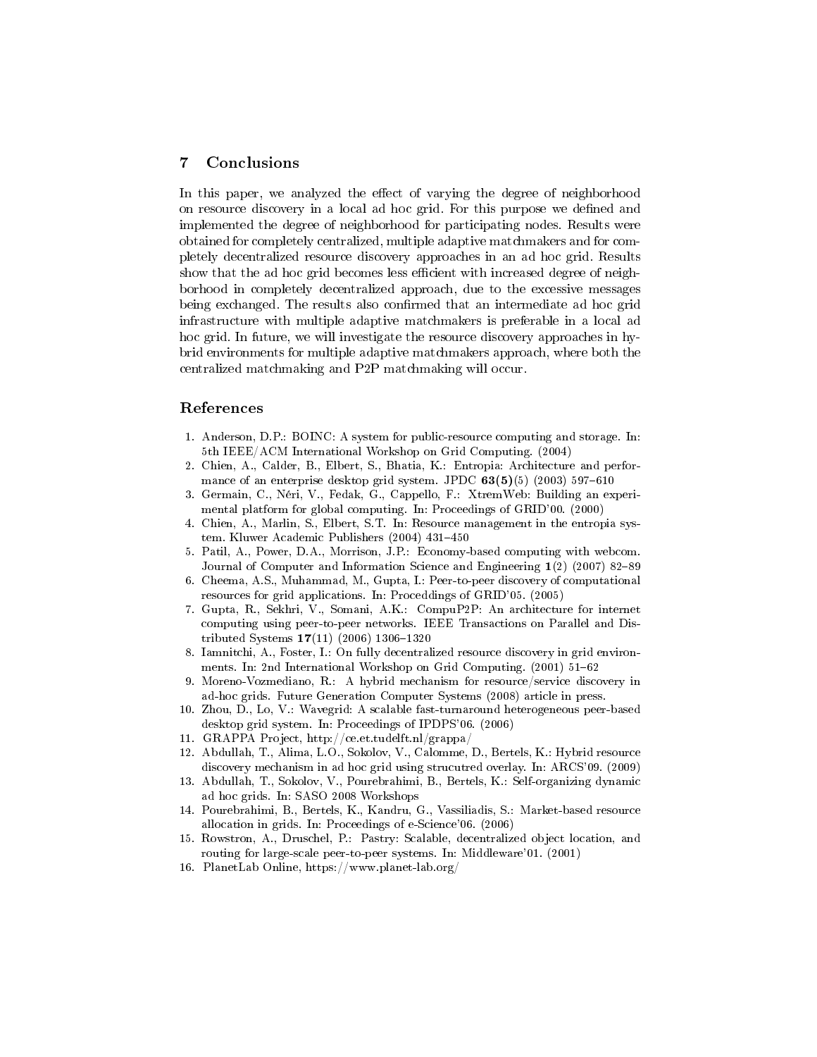## 7 Conclusions

In this paper, we analyzed the effect of varying the degree of neighborhood on resource discovery in a local ad hoc grid. For this purpose we defined and implemented the degree of neighborhood for participating nodes. Results were obtained for completely centralized, multiple adaptive matchmakers and for completely decentralized resource discovery approaches in an ad hoc grid. Results show that the ad hoc grid becomes less efficient with increased degree of neighborhood in completely decentralized approach, due to the excessive messages being exchanged. The results also confirmed that an intermediate ad hoc grid infrastructure with multiple adaptive matchmakers is preferable in a local ad hoc grid. In future, we will investigate the resource discovery approaches in hybrid environments for multiple adaptive matchmakers approach, where both the centralized matchmaking and P2P matchmaking will occur.

## References

1. Anderson, D.P.: BOINC: A system for public-resource computing and storage. In: 5th IEEE/ACM International Workshop on Grid Computing. (2004)
2. Chien, A., Calder, B., Elbert, S., Bhatia, K.: Entropia: Architecture and performance of an enterprise desktop grid system. JPDC **63(5)**(5) (2003) 597–610
3. Germain, C., Néri, V., Fedak, G., Cappello, F.: XtremWeb: Building an experimental platform for global computing. In: Proceedings of GRID'00. (2000)
4. Chien, A., Marlin, S., Elbert, S.T. In: Resource management in the entropia system. Kluwer Academic Publishers (2004) 431–450
5. Patil, A., Power, D.A., Morrison, J.P.: Economy-based computing with webcom. Journal of Computer and Information Science and Engineering **1**(2) (2007) 82–89
6. Cheema, A.S., Muhammad, M., Gupta, I.: Peer-to-peer discovery of computational resources for grid applications. In: Proceddings of GRID'05. (2005)
7. Gupta, R., Sekhri, V., Somani, A.K.: CompuP2P: An architecture for internet computing using peer-to-peer networks. IEEE Transactions on Parallel and Distributed Systems **17**(11) (2006) 1306–1320
8. Iamnitchi, A., Foster, I.: On fully decentralized resource discovery in grid environments. In: 2nd International Workshop on Grid Computing. (2001) 51–62
9. Moreno-Vozmediano, R.: A hybrid mechanism for resource/service discovery in ad-hoc grids. Future Generation Computer Systems (2008) article in press.
10. Zhou, D., Lo, V.: Wavegrid: A scalable fast-turnaround heterogeneous peer-based desktop grid system. In: Proceedings of IPDPS'06. (2006)
11. GRAPPA Project, http://ce.et.tudelft.nl/grappa/
12. Abdullah, T., Alima, L.O., Sokolov, V., Calomme, D., Bertels, K.: Hybrid resource discovery mechanism in ad hoc grid using strucutred overlay. In: ARCS'09. (2009)
13. Abdullah, T., Sokolov, V., Pourebrahimi, B., Bertels, K.: Self-organizing dynamic ad hoc grids. In: SASO 2008 Workshops
14. Pourebrahimi, B., Bertels, K., Kandru, G., Vassiliadis, S.: Market-based resource allocation in grids. In: Proceedings of e-Science'06. (2006)
15. Rowstron, A., Druschel, P.: Pastry: Scalable, decentralized object location, and routing for large-scale peer-to-peer systems. In: Middleware'01. (2001)
16. PlanetLab Online, https://www.planet-lab.org/